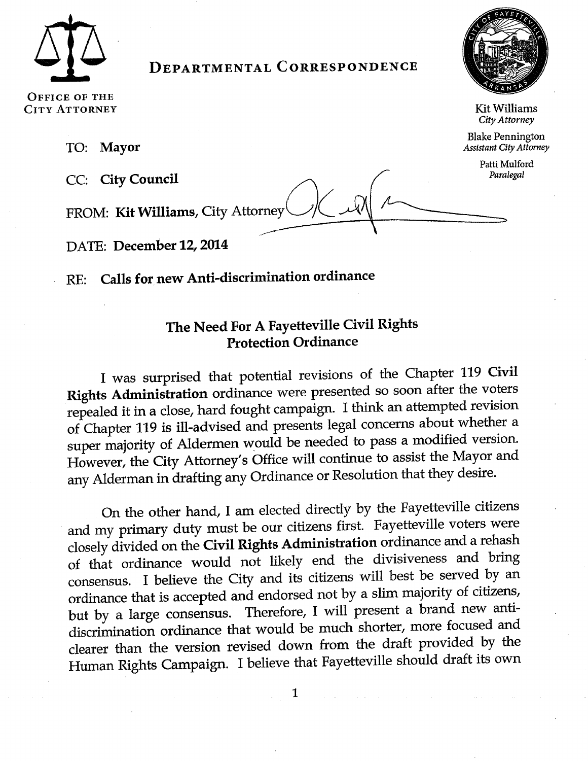**DEPARTMENTAL CORRESPONDENCE**

OFFICE OF THE CITY ATTORNEY

Kit Williams
*City Attorney*

Blake Pennington
*Assistant City Attorney*

Patti Mulford
*Paralegal*

TO: **Mayor**

CC: **City Council**

FROM: **Kit Williams**, City Attorney

DATE: **December 12, 2014**

RE: **Calls for new Anti-discrimination ordinance**

## The Need For A Fayetteville Civil Rights Protection Ordinance

I was surprised that potential revisions of the Chapter 119 **Civil Rights Administration** ordinance were presented so soon after the voters repealed it in a close, hard fought campaign. I think an attempted revision of Chapter 119 is ill-advised and presents legal concerns about whether a super majority of Aldermen would be needed to pass a modified version. However, the City Attorney's Office will continue to assist the Mayor and any Alderman in drafting any Ordinance or Resolution that they desire.

On the other hand, I am elected directly by the Fayetteville citizens and my primary duty must be our citizens first. Fayetteville voters were closely divided on the **Civil Rights Administration** ordinance and a rehash of that ordinance would not likely end the divisiveness and bring consensus. I believe the City and its citizens will best be served by an ordinance that is accepted and endorsed not by a slim majority of citizens, but by a large consensus. Therefore, I will present a brand new anti-discrimination ordinance that would be much shorter, more focused and clearer than the version revised down from the draft provided by the Human Rights Campaign. I believe that Fayetteville should draft its own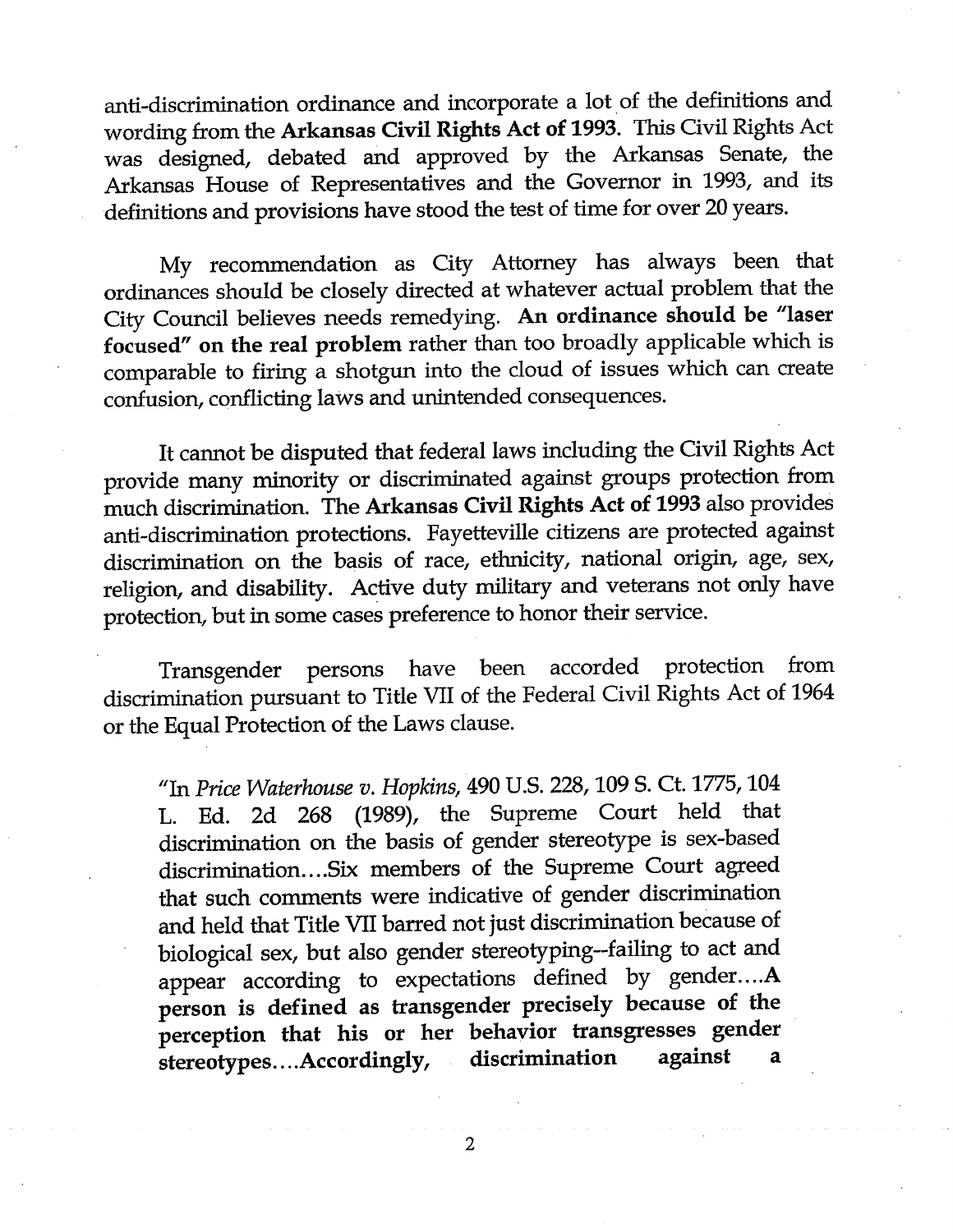anti-discrimination ordinance and incorporate a lot of the definitions and wording from the **Arkansas Civil Rights Act of 1993.** This Civil Rights Act was designed, debated and approved by the Arkansas Senate, the Arkansas House of Representatives and the Governor in 1993, and its definitions and provisions have stood the test of time for over 20 years.

My recommendation as City Attorney has always been that ordinances should be closely directed at whatever actual problem that the City Council believes needs remedying. **An ordinance should be "laser focused" on the real problem** rather than too broadly applicable which is comparable to firing a shotgun into the cloud of issues which can create confusion, conflicting laws and unintended consequences.

It cannot be disputed that federal laws including the Civil Rights Act provide many minority or discriminated against groups protection from much discrimination. The **Arkansas Civil Rights Act of 1993** also provides anti-discrimination protections. Fayetteville citizens are protected against discrimination on the basis of race, ethnicity, national origin, age, sex, religion, and disability. Active duty military and veterans not only have protection, but in some cases preference to honor their service.

Transgender persons have been accorded protection from discrimination pursuant to Title VII of the Federal Civil Rights Act of 1964 or the Equal Protection of the Laws clause.

> "In *Price Waterhouse v. Hopkins*, 490 U.S. 228, 109 S. Ct. 1775, 104 L. Ed. 2d 268 (1989), the Supreme Court held that discrimination on the basis of gender stereotype is sex-based discrimination....Six members of the Supreme Court agreed that such comments were indicative of gender discrimination and held that Title VII barred not just discrimination because of biological sex, but also gender stereotyping--failing to act and appear according to expectations defined by gender....**A person is defined as transgender precisely because of the perception that his or her behavior transgresses gender stereotypes....Accordingly, discrimination against a**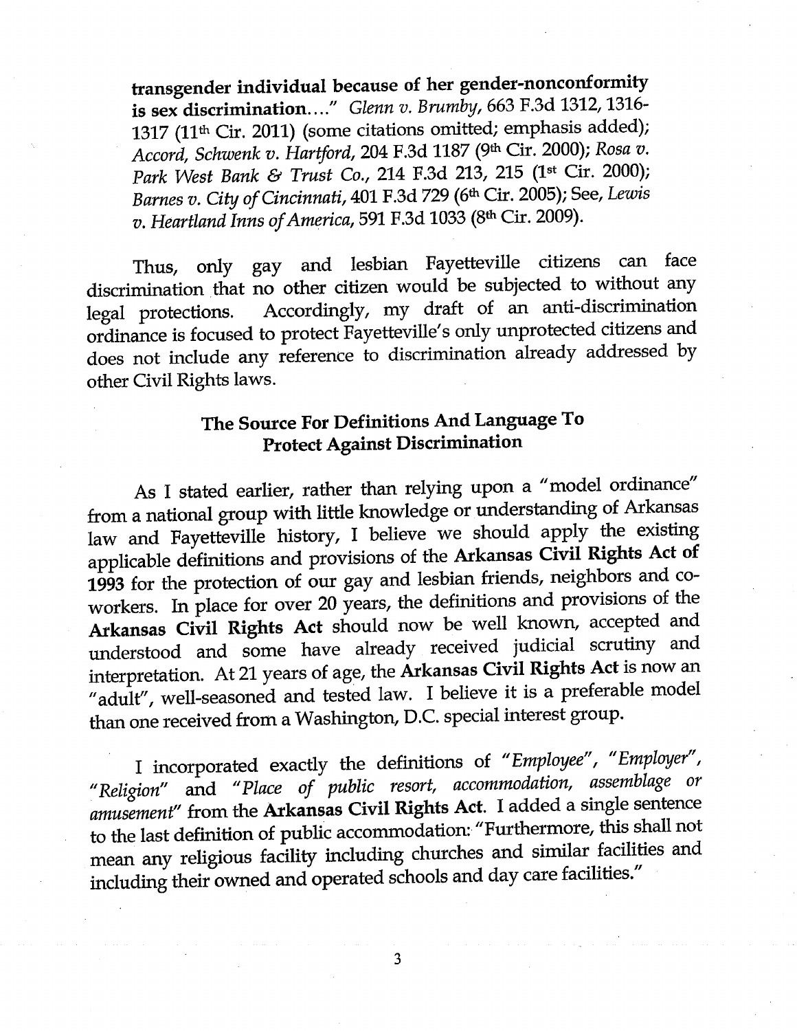**transgender individual because of her gender-nonconformity is sex discrimination...."** *Glenn v. Brumby*, 663 F.3d 1312, 1316-1317 (11th Cir. 2011) (some citations omitted; emphasis added); *Accord*, *Schwenk v. Hartford*, 204 F.3d 1187 (9th Cir. 2000); *Rosa v. Park West Bank & Trust Co.*, 214 F.3d 213, 215 (1st Cir. 2000); *Barnes v. City of Cincinnati*, 401 F.3d 729 (6th Cir. 2005); See, *Lewis v. Heartland Inns of America*, 591 F.3d 1033 (8th Cir. 2009).

Thus, only gay and lesbian Fayetteville citizens can face discrimination that no other citizen would be subjected to without any legal protections. Accordingly, my draft of an anti-discrimination ordinance is focused to protect Fayetteville's only unprotected citizens and does not include any reference to discrimination already addressed by other Civil Rights laws.

## The Source For Definitions And Language To Protect Against Discrimination

As I stated earlier, rather than relying upon a "model ordinance" from a national group with little knowledge or understanding of Arkansas law and Fayetteville history, I believe we should apply the existing applicable definitions and provisions of the **Arkansas Civil Rights Act of 1993** for the protection of our gay and lesbian friends, neighbors and co-workers. In place for over 20 years, the definitions and provisions of the **Arkansas Civil Rights Act** should now be well known, accepted and understood and some have already received judicial scrutiny and interpretation. At 21 years of age, the **Arkansas Civil Rights Act** is now an "adult", well-seasoned and tested law. I believe it is a preferable model than one received from a Washington, D.C. special interest group.

I incorporated exactly the definitions of *"Employee"*, *"Employer"*, *"Religion"* and *"Place of public resort, accommodation, assemblage or amusement"* from the **Arkansas Civil Rights Act.** I added a single sentence to the last definition of public accommodation: "Furthermore, this shall not mean any religious facility including churches and similar facilities and including their owned and operated schools and day care facilities."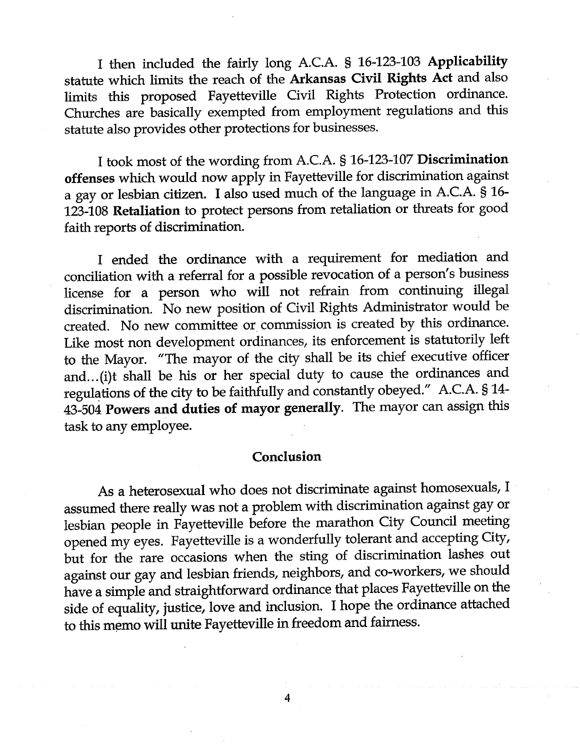I then included the fairly long A.C.A. § 16-123-103 **Applicability** statute which limits the reach of the **Arkansas Civil Rights Act** and also limits this proposed Fayetteville Civil Rights Protection ordinance. Churches are basically exempted from employment regulations and this statute also provides other protections for businesses.

I took most of the wording from A.C.A. § 16-123-107 **Discrimination offenses** which would now apply in Fayetteville for discrimination against a gay or lesbian citizen. I also used much of the language in A.C.A. § 16-123-108 **Retaliation** to protect persons from retaliation or threats for good faith reports of discrimination.

I ended the ordinance with a requirement for mediation and conciliation with a referral for a possible revocation of a person's business license for a person who will not refrain from continuing illegal discrimination. No new position of Civil Rights Administrator would be created. No new committee or commission is created by this ordinance. Like most non development ordinances, its enforcement is statutorily left to the Mayor. "The mayor of the city shall be its chief executive officer and...(i)t shall be his or her special duty to cause the ordinances and regulations of the city to be faithfully and constantly obeyed." A.C.A. § 14-43-504 **Powers and duties of mayor generally**. The mayor can assign this task to any employee.

## Conclusion

As a heterosexual who does not discriminate against homosexuals, I assumed there really was not a problem with discrimination against gay or lesbian people in Fayetteville before the marathon City Council meeting opened my eyes. Fayetteville is a wonderfully tolerant and accepting City, but for the rare occasions when the sting of discrimination lashes out against our gay and lesbian friends, neighbors, and co-workers, we should have a simple and straightforward ordinance that places Fayetteville on the side of equality, justice, love and inclusion. I hope the ordinance attached to this memo will unite Fayetteville in freedom and fairness.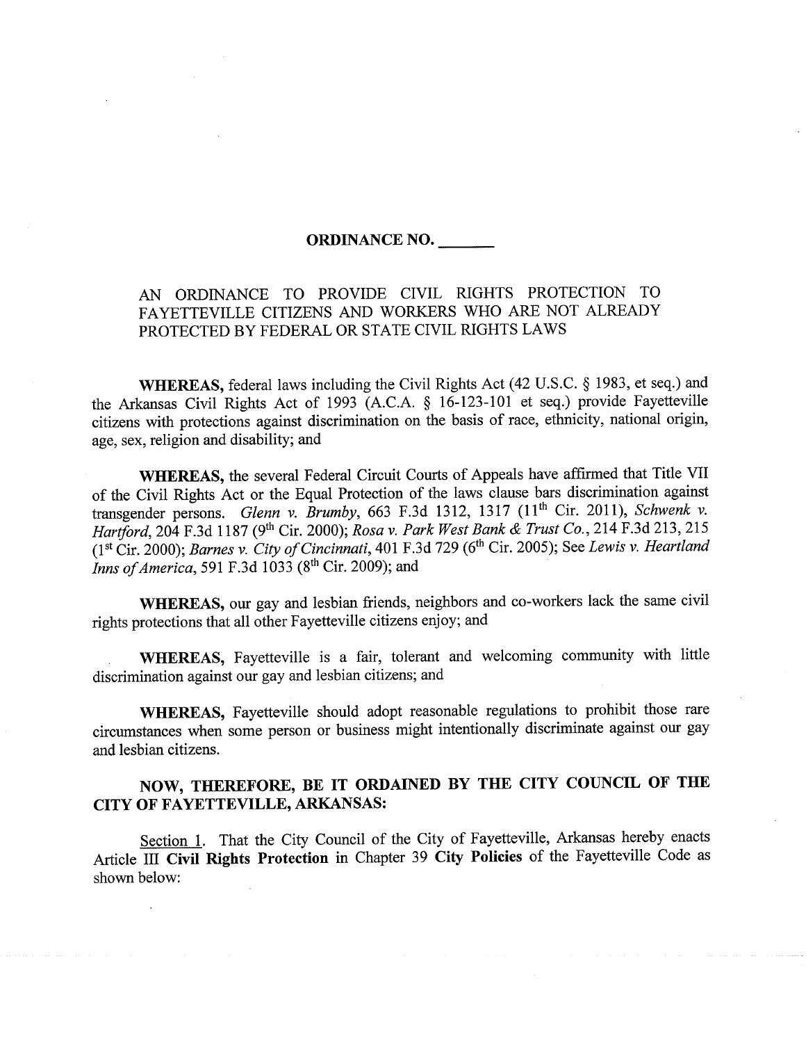**ORDINANCE NO. \_\_\_\_\_\_\_**

AN ORDINANCE TO PROVIDE CIVIL RIGHTS PROTECTION TO FAYETTEVILLE CITIZENS AND WORKERS WHO ARE NOT ALREADY PROTECTED BY FEDERAL OR STATE CIVIL RIGHTS LAWS

**WHEREAS,** federal laws including the Civil Rights Act (42 U.S.C. § 1983, et seq.) and the Arkansas Civil Rights Act of 1993 (A.C.A. § 16-123-101 et seq.) provide Fayetteville citizens with protections against discrimination on the basis of race, ethnicity, national origin, age, sex, religion and disability; and

**WHEREAS,** the several Federal Circuit Courts of Appeals have affirmed that Title VII of the Civil Rights Act or the Equal Protection of the laws clause bars discrimination against transgender persons. *Glenn v. Brumby*, 663 F.3d 1312, 1317 (11th Cir. 2011), *Schwenk v. Hartford*, 204 F.3d 1187 (9th Cir. 2000); *Rosa v. Park West Bank & Trust Co.*, 214 F.3d 213, 215 (1st Cir. 2000); *Barnes v. City of Cincinnati*, 401 F.3d 729 (6th Cir. 2005); See *Lewis v. Heartland Inns of America*, 591 F.3d 1033 (8th Cir. 2009); and

**WHEREAS,** our gay and lesbian friends, neighbors and co-workers lack the same civil rights protections that all other Fayetteville citizens enjoy; and

**WHEREAS,** Fayetteville is a fair, tolerant and welcoming community with little discrimination against our gay and lesbian citizens; and

**WHEREAS,** Fayetteville should adopt reasonable regulations to prohibit those rare circumstances when some person or business might intentionally discriminate against our gay and lesbian citizens.

**NOW, THEREFORE, BE IT ORDAINED BY THE CITY COUNCIL OF THE CITY OF FAYETTEVILLE, ARKANSAS:**

Section 1. That the City Council of the City of Fayetteville, Arkansas hereby enacts Article III **Civil Rights Protection** in Chapter 39 **City Policies** of the Fayetteville Code as shown below: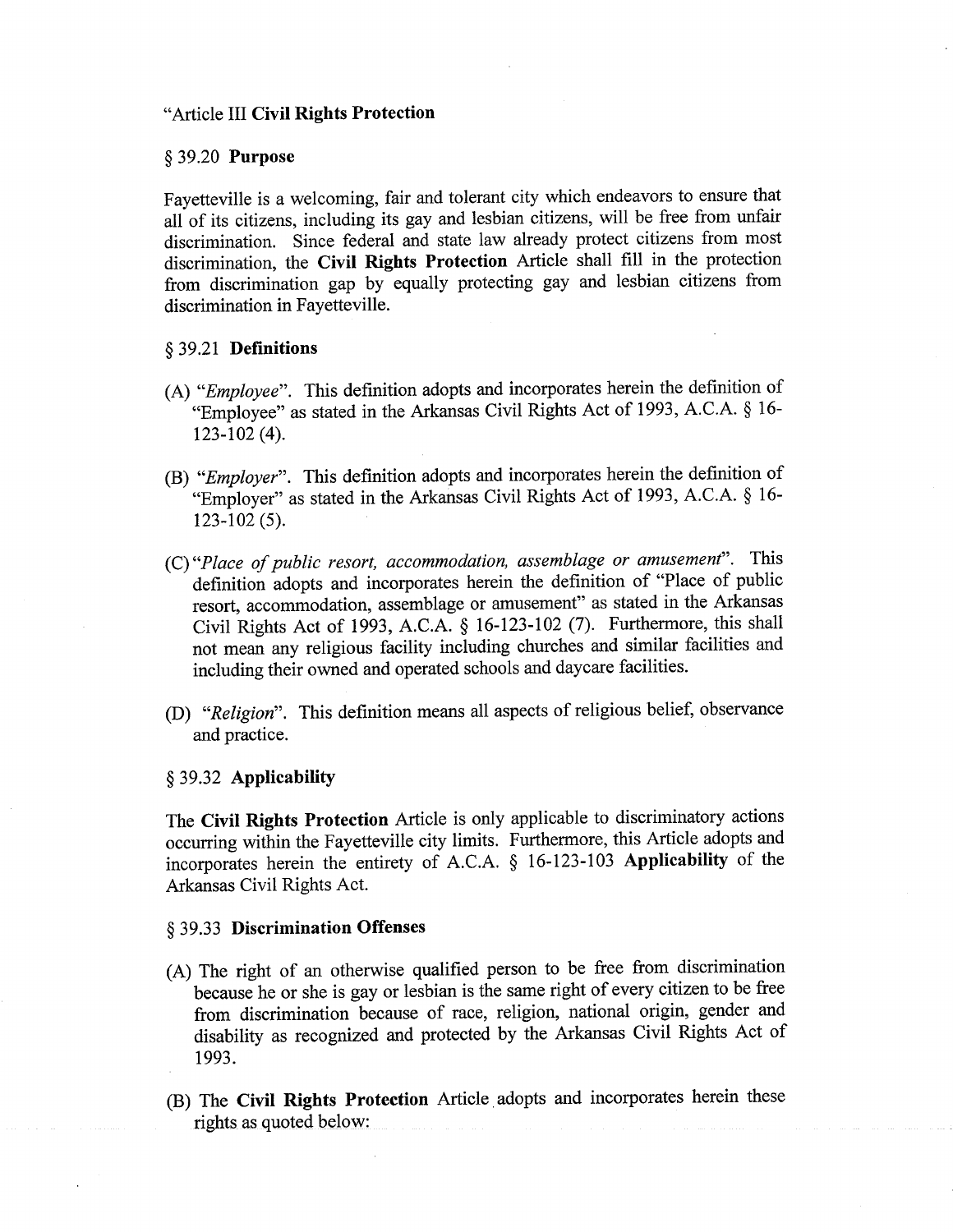"Article III **Civil Rights Protection**

§ 39.20 **Purpose**

Fayetteville is a welcoming, fair and tolerant city which endeavors to ensure that all of its citizens, including its gay and lesbian citizens, will be free from unfair discrimination. Since federal and state law already protect citizens from most discrimination, the **Civil Rights Protection** Article shall fill in the protection from discrimination gap by equally protecting gay and lesbian citizens from discrimination in Fayetteville.

§ 39.21 **Definitions**

(A) "*Employee*". This definition adopts and incorporates herein the definition of "Employee" as stated in the Arkansas Civil Rights Act of 1993, A.C.A. § 16-123-102 (4).

(B) "*Employer*". This definition adopts and incorporates herein the definition of "Employer" as stated in the Arkansas Civil Rights Act of 1993, A.C.A. § 16-123-102 (5).

(C) "*Place of public resort, accommodation, assemblage or amusement*". This definition adopts and incorporates herein the definition of "Place of public resort, accommodation, assemblage or amusement" as stated in the Arkansas Civil Rights Act of 1993, A.C.A. § 16-123-102 (7). Furthermore, this shall not mean any religious facility including churches and similar facilities and including their owned and operated schools and daycare facilities.

(D) "*Religion*". This definition means all aspects of religious belief, observance and practice.

§ 39.32 **Applicability**

The **Civil Rights Protection** Article is only applicable to discriminatory actions occurring within the Fayetteville city limits. Furthermore, this Article adopts and incorporates herein the entirety of A.C.A. § 16-123-103 **Applicability** of the Arkansas Civil Rights Act.

§ 39.33 **Discrimination Offenses**

(A) The right of an otherwise qualified person to be free from discrimination because he or she is gay or lesbian is the same right of every citizen to be free from discrimination because of race, religion, national origin, gender and disability as recognized and protected by the Arkansas Civil Rights Act of 1993.

(B) The **Civil Rights Protection** Article adopts and incorporates herein these rights as quoted below: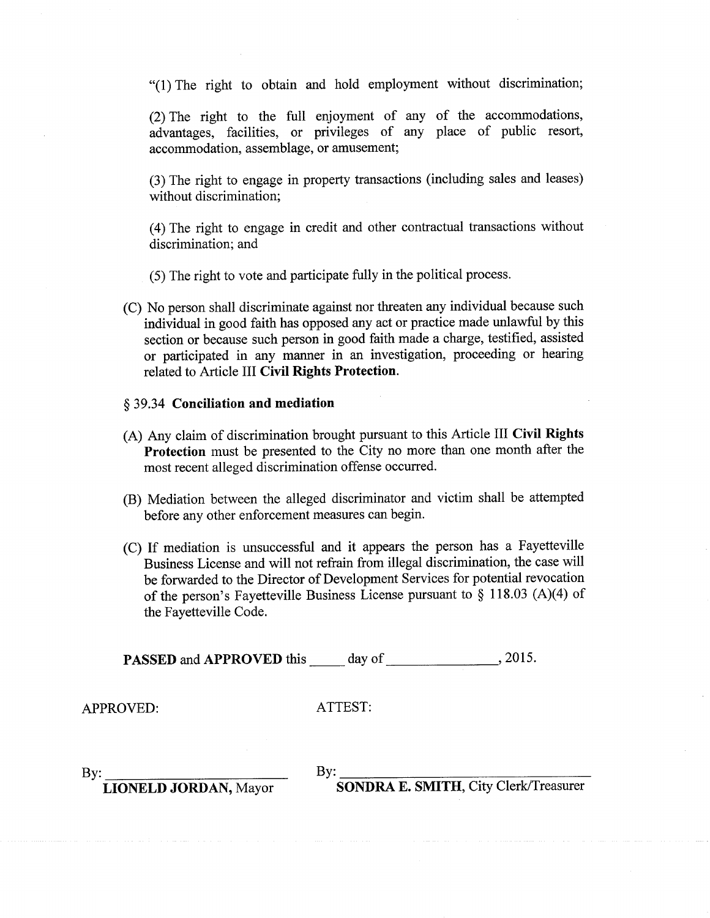"(1) The right to obtain and hold employment without discrimination;

(2) The right to the full enjoyment of any of the accommodations, advantages, facilities, or privileges of any place of public resort, accommodation, assemblage, or amusement;

(3) The right to engage in property transactions (including sales and leases) without discrimination;

(4) The right to engage in credit and other contractual transactions without discrimination; and

(5) The right to vote and participate fully in the political process.

(C) No person shall discriminate against nor threaten any individual because such individual in good faith has opposed any act or practice made unlawful by this section or because such person in good faith made a charge, testified, assisted or participated in any manner in an investigation, proceeding or hearing related to Article III **Civil Rights Protection**.

§ 39.34 **Conciliation and mediation**

(A) Any claim of discrimination brought pursuant to this Article III **Civil Rights Protection** must be presented to the City no more than one month after the most recent alleged discrimination offense occurred.

(B) Mediation between the alleged discriminator and victim shall be attempted before any other enforcement measures can begin.

(C) If mediation is unsuccessful and it appears the person has a Fayetteville Business License and will not refrain from illegal discrimination, the case will be forwarded to the Director of Development Services for potential revocation of the person's Fayetteville Business License pursuant to § 118.03 (A)(4) of the Fayetteville Code.

**PASSED** and **APPROVED** this _____ day of _______________, 2015.

APPROVED: ATTEST:

By: ___________________________ By: ___________________________

**LIONELD JORDAN,** Mayor **SONDRA E. SMITH,** City Clerk/Treasurer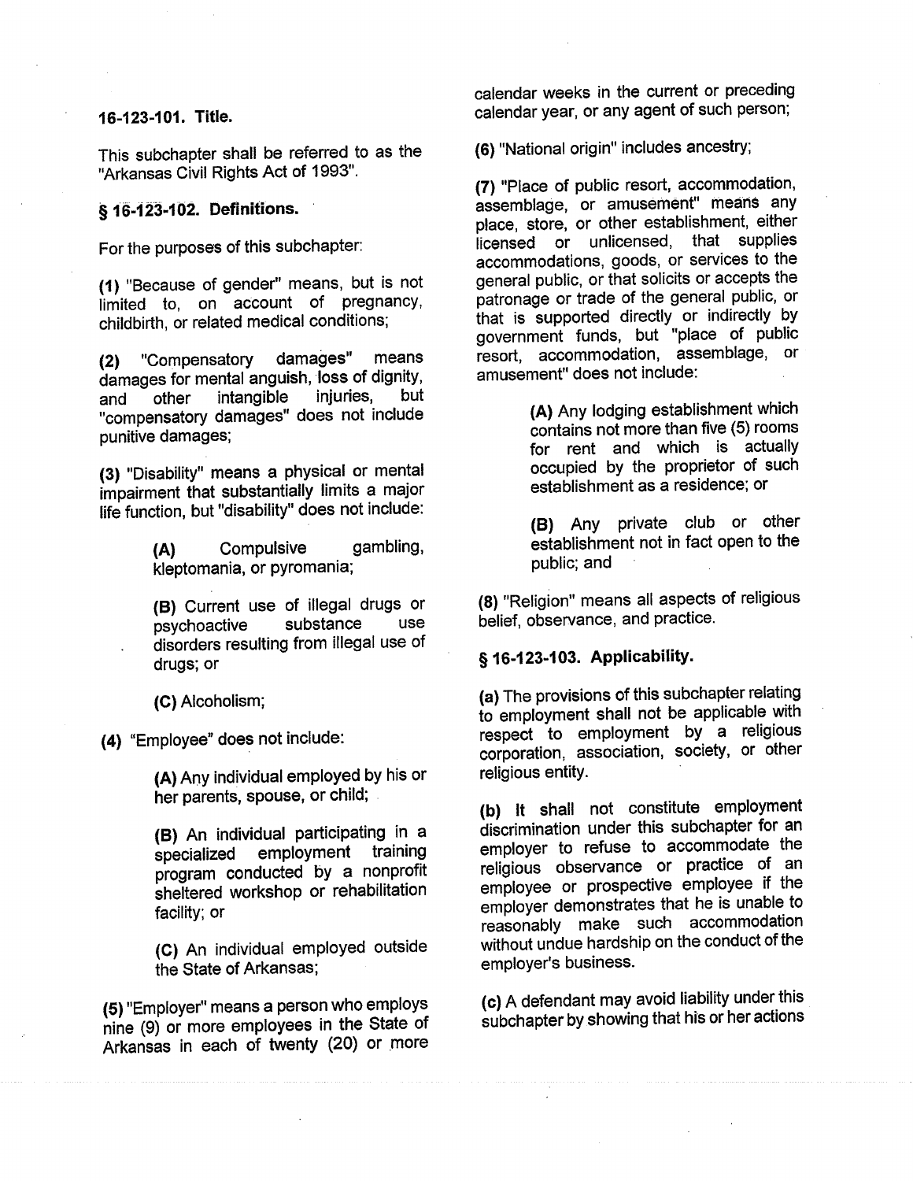### 16-123-101. Title.

This subchapter shall be referred to as the "Arkansas Civil Rights Act of 1993".

### § 16-123-102. Definitions.

For the purposes of this subchapter:

**(1)** "Because of gender" means, but is not limited to, on account of pregnancy, childbirth, or related medical conditions;

**(2)** "Compensatory damages" means damages for mental anguish, loss of dignity, and other intangible injuries, but "compensatory damages" does not include punitive damages;

**(3)** "Disability" means a physical or mental impairment that substantially limits a major life function, but "disability" does not include:

> **(A)** Compulsive gambling, kleptomania, or pyromania;
>
> **(B)** Current use of illegal drugs or psychoactive substance use disorders resulting from illegal use of drugs; or
>
> **(C)** Alcoholism;

**(4)** "Employee" does not include:

> **(A)** Any individual employed by his or her parents, spouse, or child;
>
> **(B)** An individual participating in a specialized employment training program conducted by a nonprofit sheltered workshop or rehabilitation facility; or
>
> **(C)** An individual employed outside the State of Arkansas;

**(5)** "Employer" means a person who employs nine (9) or more employees in the State of Arkansas in each of twenty (20) or more calendar weeks in the current or preceding calendar year, or any agent of such person;

**(6)** "National origin" includes ancestry;

**(7)** "Place of public resort, accommodation, assemblage, or amusement" means any place, store, or other establishment, either licensed or unlicensed, that supplies accommodations, goods, or services to the general public, or that solicits or accepts the patronage or trade of the general public, or that is supported directly or indirectly by government funds, but "place of public resort, accommodation, assemblage, or amusement" does not include:

> **(A)** Any lodging establishment which contains not more than five (5) rooms for rent and which is actually occupied by the proprietor of such establishment as a residence; or
>
> **(B)** Any private club or other establishment not in fact open to the public; and

**(8)** "Religion" means all aspects of religious belief, observance, and practice.

### § 16-123-103. Applicability.

**(a)** The provisions of this subchapter relating to employment shall not be applicable with respect to employment by a religious corporation, association, society, or other religious entity.

**(b)** It shall not constitute employment discrimination under this subchapter for an employer to refuse to accommodate the religious observance or practice of an employee or prospective employee if the employer demonstrates that he is unable to reasonably make such accommodation without undue hardship on the conduct of the employer's business.

**(c)** A defendant may avoid liability under this subchapter by showing that his or her actions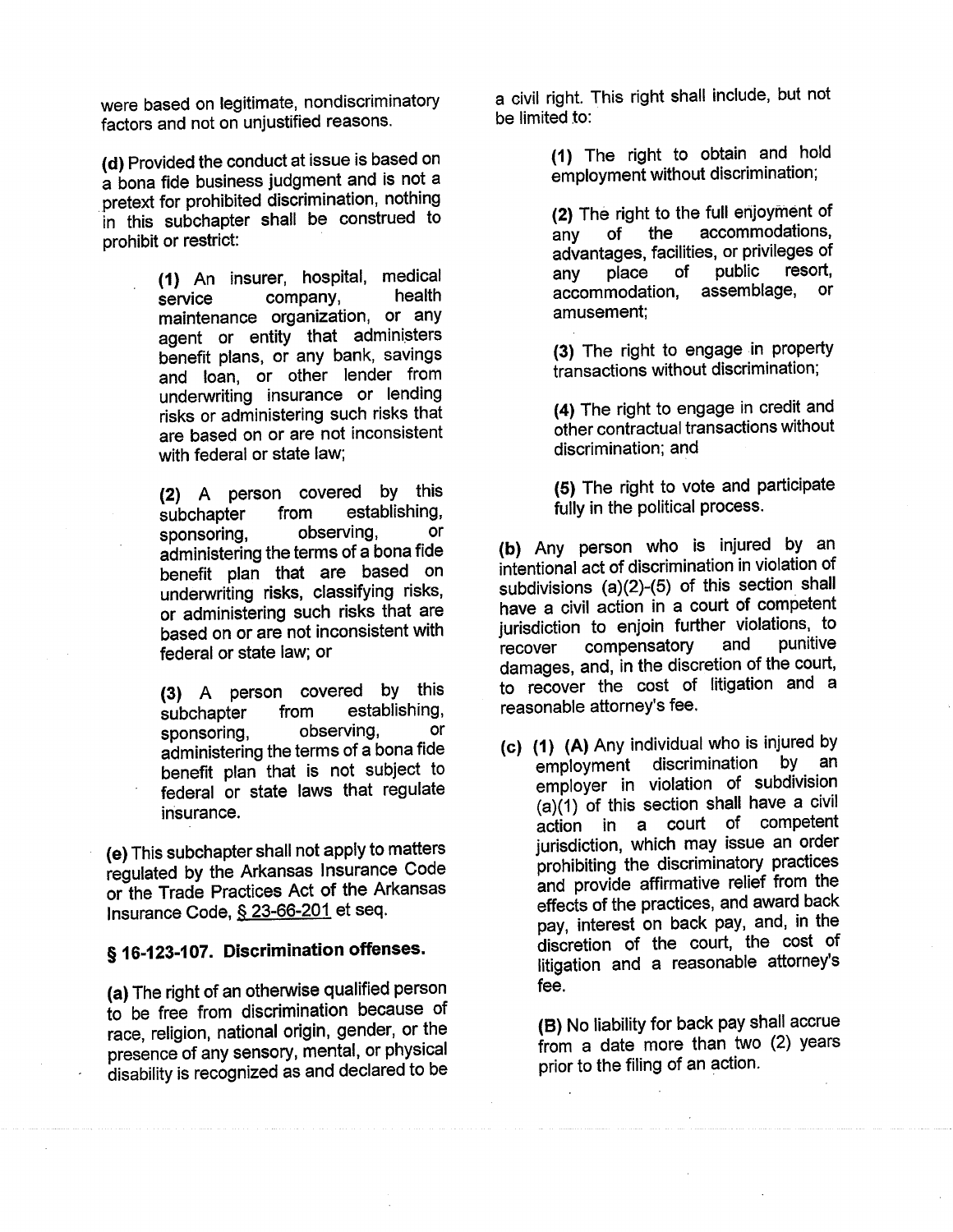were based on legitimate, nondiscriminatory factors and not on unjustified reasons.

**(d)** Provided the conduct at issue is based on a bona fide business judgment and is not a pretext for prohibited discrimination, nothing in this subchapter shall be construed to prohibit or restrict:

> **(1)** An insurer, hospital, medical service company, health maintenance organization, or any agent or entity that administers benefit plans, or any bank, savings and loan, or other lender from underwriting insurance or lending risks or administering such risks that are based on or are not inconsistent with federal or state law;
>
> **(2)** A person covered by this subchapter from establishing, sponsoring, observing, or administering the terms of a bona fide benefit plan that are based on underwriting risks, classifying risks, or administering such risks that are based on or are not inconsistent with federal or state law; or
>
> **(3)** A person covered by this subchapter from establishing, sponsoring, observing, or administering the terms of a bona fide benefit plan that is not subject to federal or state laws that regulate insurance.

**(e)** This subchapter shall not apply to matters regulated by the Arkansas Insurance Code or the Trade Practices Act of the Arkansas Insurance Code, § 23-66-201 et seq.

## § 16-123-107. Discrimination offenses.

**(a)** The right of an otherwise qualified person to be free from discrimination because of race, religion, national origin, gender, or the presence of any sensory, mental, or physical disability is recognized as and declared to be a civil right. This right shall include, but not be limited to:

> **(1)** The right to obtain and hold employment without discrimination;
>
> **(2)** The right to the full enjoyment of any of the accommodations, advantages, facilities, or privileges of any place of public resort, accommodation, assemblage, or amusement;
>
> **(3)** The right to engage in property transactions without discrimination;
>
> **(4)** The right to engage in credit and other contractual transactions without discrimination; and
>
> **(5)** The right to vote and participate fully in the political process.

**(b)** Any person who is injured by an intentional act of discrimination in violation of subdivisions (a)(2)-(5) of this section shall have a civil action in a court of competent jurisdiction to enjoin further violations, to recover compensatory and punitive damages, and, in the discretion of the court, to recover the cost of litigation and a reasonable attorney's fee.

**(c)** **(1)** **(A)** Any individual who is injured by employment discrimination by an employer in violation of subdivision (a)(1) of this section shall have a civil action in a court of competent jurisdiction, which may issue an order prohibiting the discriminatory practices and provide affirmative relief from the effects of the practices, and award back pay, interest on back pay, and, in the discretion of the court, the cost of litigation and a reasonable attorney's fee.

> **(B)** No liability for back pay shall accrue from a date more than two (2) years prior to the filing of an action.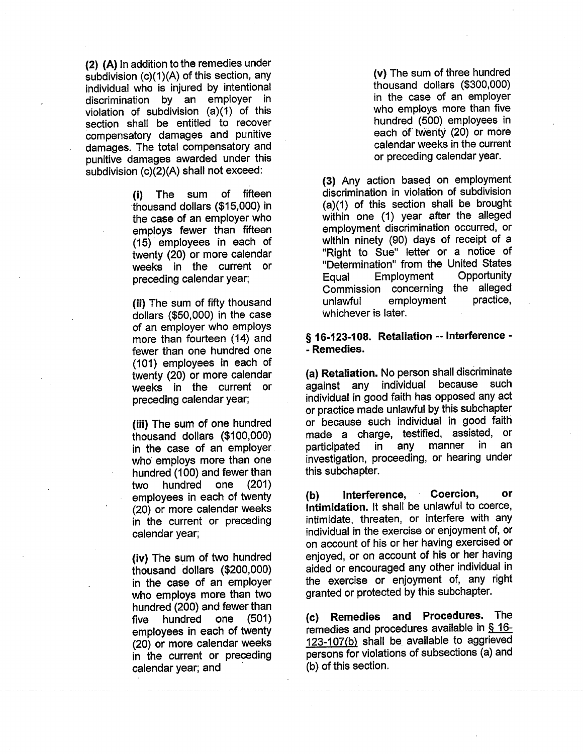**(2) (A)** In addition to the remedies under subdivision (c)(1)(A) of this section, any individual who is injured by intentional discrimination by an employer in violation of subdivision (a)(1) of this section shall be entitled to recover compensatory damages and punitive damages. The total compensatory and punitive damages awarded under this subdivision (c)(2)(A) shall not exceed:

> **(i)** The sum of fifteen thousand dollars ($15,000) in the case of an employer who employs fewer than fifteen (15) employees in each of twenty (20) or more calendar weeks in the current or preceding calendar year;
>
> **(ii)** The sum of fifty thousand dollars ($50,000) in the case of an employer who employs more than fourteen (14) and fewer than one hundred one (101) employees in each of twenty (20) or more calendar weeks in the current or preceding calendar year;
>
> **(iii)** The sum of one hundred thousand dollars ($100,000) in the case of an employer who employs more than one hundred (100) and fewer than two hundred one (201) employees in each of twenty (20) or more calendar weeks in the current or preceding calendar year;
>
> **(iv)** The sum of two hundred thousand dollars ($200,000) in the case of an employer who employs more than two hundred (200) and fewer than five hundred one (501) employees in each of twenty (20) or more calendar weeks in the current or preceding calendar year; and
>
> **(v)** The sum of three hundred thousand dollars ($300,000) in the case of an employer who employs more than five hundred (500) employees in each of twenty (20) or more calendar weeks in the current or preceding calendar year.

**(3)** Any action based on employment discrimination in violation of subdivision (a)(1) of this section shall be brought within one (1) year after the alleged employment discrimination occurred, or within ninety (90) days of receipt of a "Right to Sue" letter or a notice of "Determination" from the United States Equal Employment Opportunity Commission concerning the alleged unlawful employment practice, whichever is later.

### § 16-123-108. Retaliation -- Interference -- Remedies.

**(a) Retaliation.** No person shall discriminate against any individual because such individual in good faith has opposed any act or practice made unlawful by this subchapter or because such individual in good faith made a charge, testified, assisted, or participated in any manner in an investigation, proceeding, or hearing under this subchapter.

**(b) Interference, Coercion, or Intimidation.** It shall be unlawful to coerce, intimidate, threaten, or interfere with any individual in the exercise or enjoyment of, or on account of his or her having exercised or enjoyed, or on account of his or her having aided or encouraged any other individual in the exercise or enjoyment of, any right granted or protected by this subchapter.

**(c) Remedies and Procedures.** The remedies and procedures available in § 16-123-107(b) shall be available to aggrieved persons for violations of subsections (a) and (b) of this section.